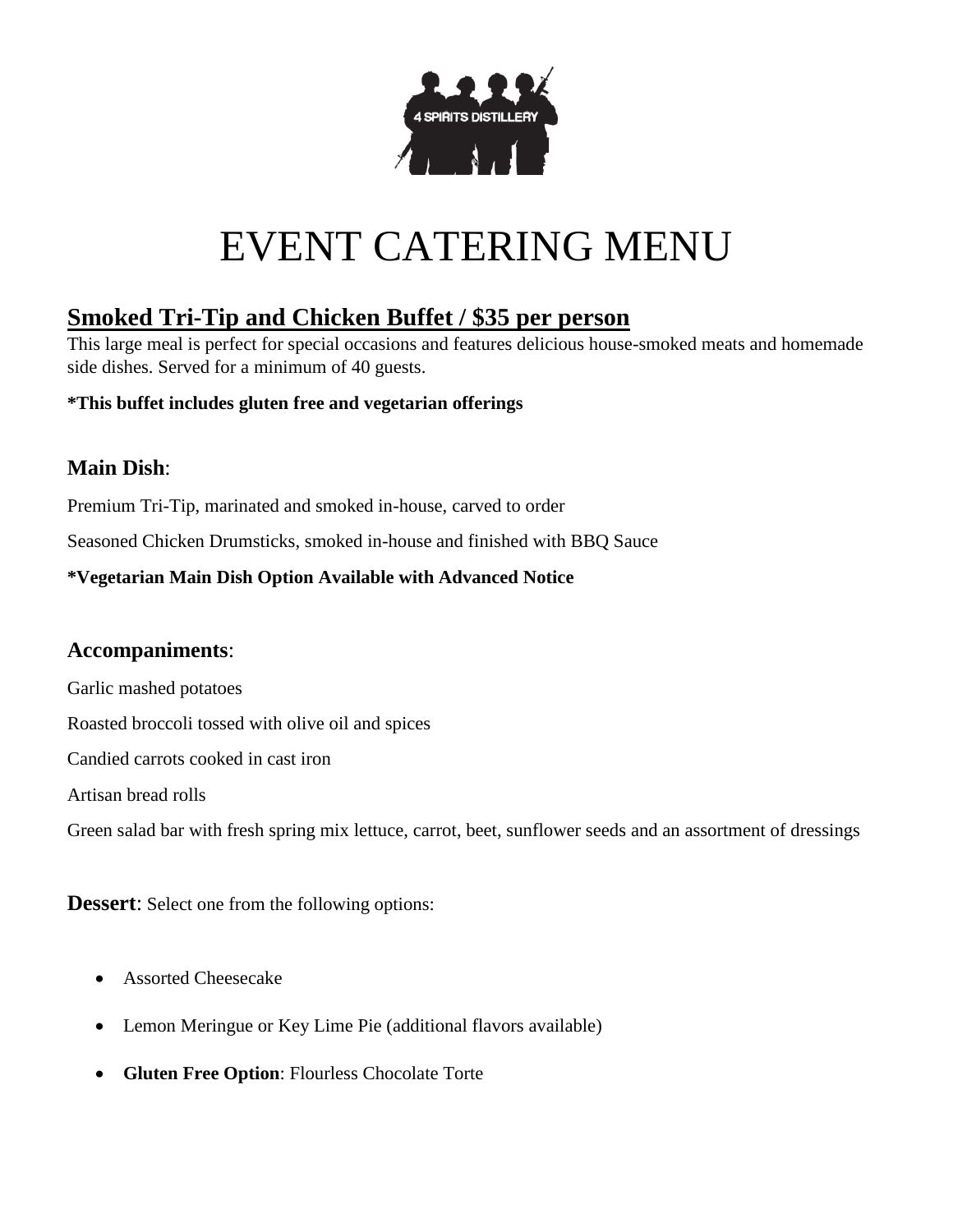4 SPIRITS DISTILLERY

# EVENT CATERING MENU

## Smoked Tri-Tip and Chicken Buffet / $35 per person

This large meal is perfect for special occasions and features delicious house-smoked meats and homemade side dishes. Served for a minimum of 40 guests.

**\*This buffet includes gluten free and vegetarian offerings**

### **Main Dish**:

Premium Tri-Tip, marinated and smoked in-house, carved to order

Seasoned Chicken Drumsticks, smoked in-house and finished with BBQ Sauce

**\*Vegetarian Main Dish Option Available with Advanced Notice**

### **Accompaniments**:

Garlic mashed potatoes

Roasted broccoli tossed with olive oil and spices

Candied carrots cooked in cast iron

Artisan bread rolls

Green salad bar with fresh spring mix lettuce, carrot, beet, sunflower seeds and an assortment of dressings

**Dessert**: Select one from the following options:

- Assorted Cheesecake
- Lemon Meringue or Key Lime Pie (additional flavors available)
- **Gluten Free Option**: Flourless Chocolate Torte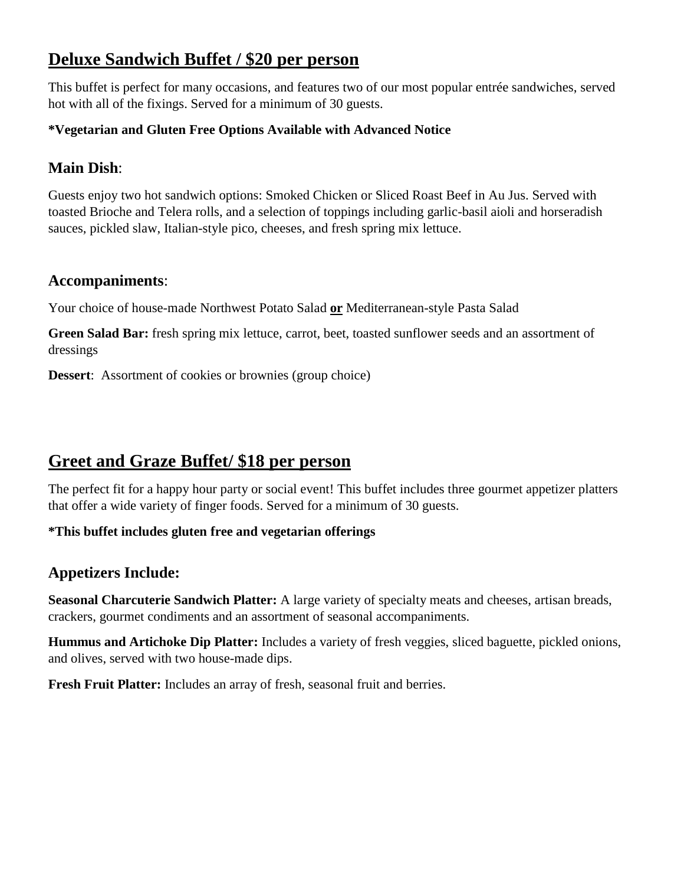## Deluxe Sandwich Buffet / $20 per person

This buffet is perfect for many occasions, and features two of our most popular entrée sandwiches, served hot with all of the fixings. Served for a minimum of 30 guests.

**\*Vegetarian and Gluten Free Options Available with Advanced Notice**

### Main Dish:

Guests enjoy two hot sandwich options: Smoked Chicken or Sliced Roast Beef in Au Jus. Served with toasted Brioche and Telera rolls, and a selection of toppings including garlic-basil aioli and horseradish sauces, pickled slaw, Italian-style pico, cheeses, and fresh spring mix lettuce.

### Accompaniments:

Your choice of house-made Northwest Potato Salad **or** Mediterranean-style Pasta Salad

**Green Salad Bar:** fresh spring mix lettuce, carrot, beet, toasted sunflower seeds and an assortment of dressings

**Dessert**: Assortment of cookies or brownies (group choice)

## Greet and Graze Buffet/ $18 per person

The perfect fit for a happy hour party or social event! This buffet includes three gourmet appetizer platters that offer a wide variety of finger foods. Served for a minimum of 30 guests.

**\*This buffet includes gluten free and vegetarian offerings**

### Appetizers Include:

**Seasonal Charcuterie Sandwich Platter:** A large variety of specialty meats and cheeses, artisan breads, crackers, gourmet condiments and an assortment of seasonal accompaniments.

**Hummus and Artichoke Dip Platter:** Includes a variety of fresh veggies, sliced baguette, pickled onions, and olives, served with two house-made dips.

**Fresh Fruit Platter:** Includes an array of fresh, seasonal fruit and berries.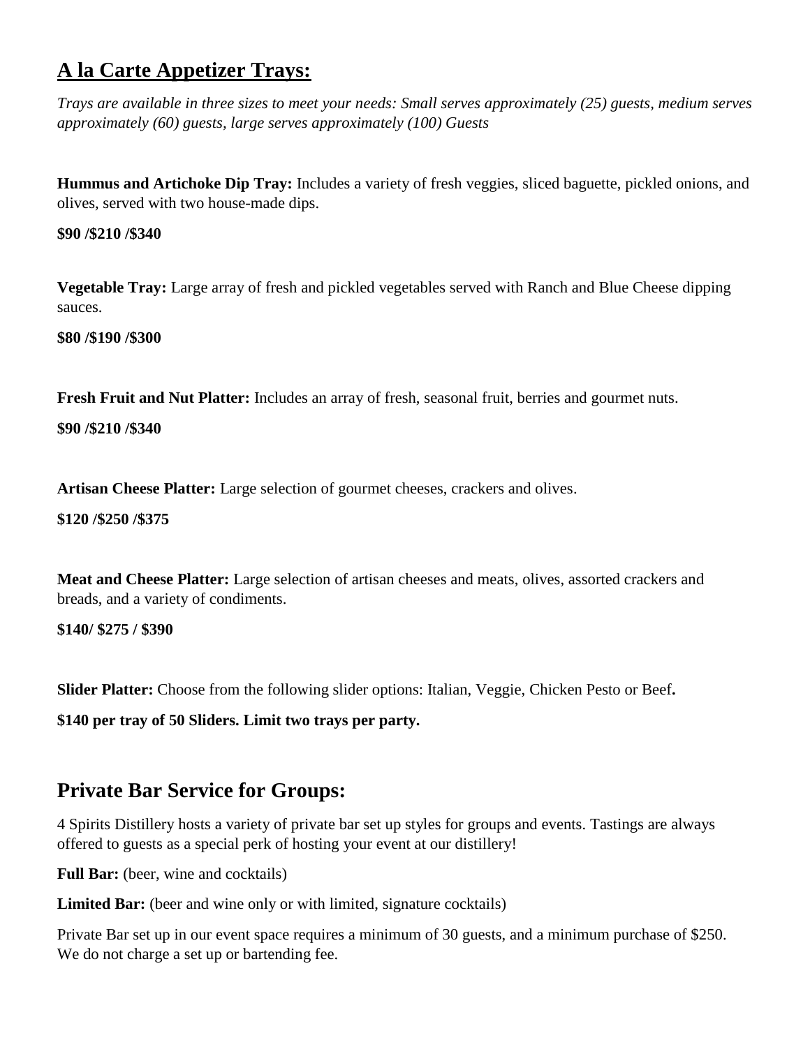## A la Carte Appetizer Trays:

*Trays are available in three sizes to meet your needs: Small serves approximately (25) guests, medium serves approximately (60) guests, large serves approximately (100) Guests*

**Hummus and Artichoke Dip Tray:** Includes a variety of fresh veggies, sliced baguette, pickled onions, and olives, served with two house-made dips.

**$90 /$210 /$340**

**Vegetable Tray:** Large array of fresh and pickled vegetables served with Ranch and Blue Cheese dipping sauces.

**$80 /$190 /$300**

**Fresh Fruit and Nut Platter:** Includes an array of fresh, seasonal fruit, berries and gourmet nuts.

**$90 /$210 /$340**

**Artisan Cheese Platter:** Large selection of gourmet cheeses, crackers and olives.

**$120 /$250 /$375**

**Meat and Cheese Platter:** Large selection of artisan cheeses and meats, olives, assorted crackers and breads, and a variety of condiments.

**$140/ $275 / $390**

**Slider Platter:** Choose from the following slider options: Italian, Veggie, Chicken Pesto or Beef**.**

**$140 per tray of 50 Sliders. Limit two trays per party.**

## Private Bar Service for Groups:

4 Spirits Distillery hosts a variety of private bar set up styles for groups and events. Tastings are always offered to guests as a special perk of hosting your event at our distillery!

**Full Bar:** (beer, wine and cocktails)

**Limited Bar:** (beer and wine only or with limited, signature cocktails)

Private Bar set up in our event space requires a minimum of 30 guests, and a minimum purchase of $250. We do not charge a set up or bartending fee.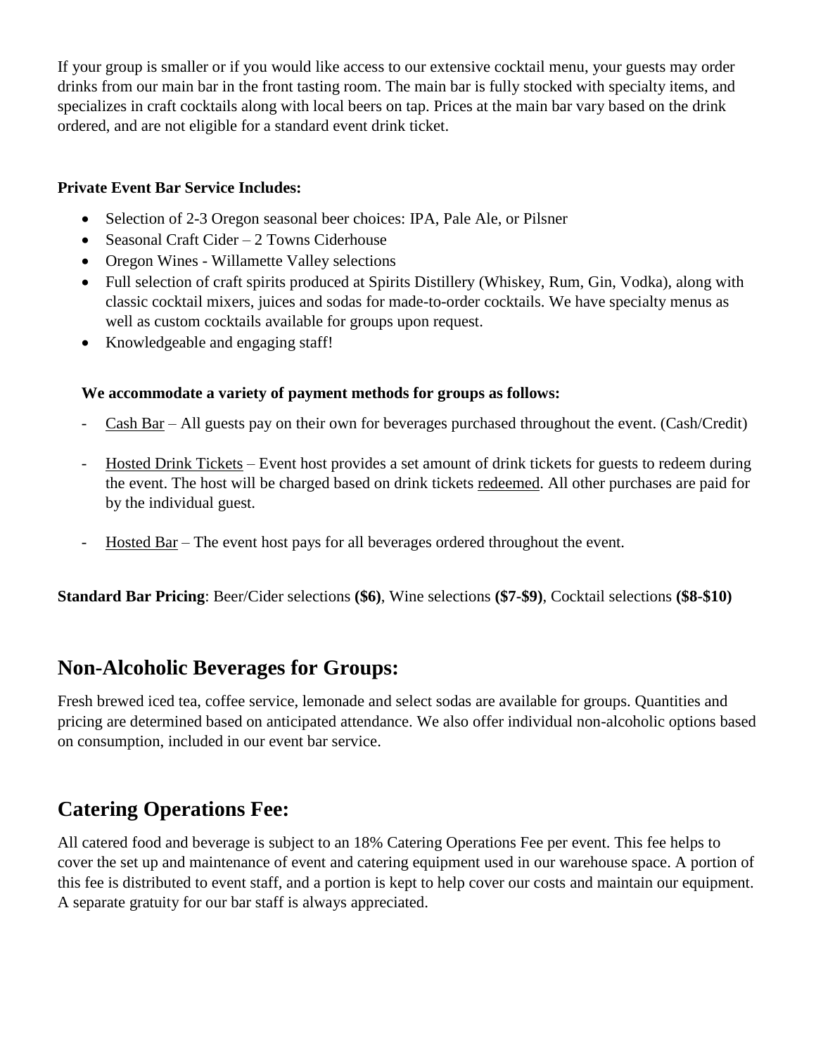If your group is smaller or if you would like access to our extensive cocktail menu, your guests may order drinks from our main bar in the front tasting room. The main bar is fully stocked with specialty items, and specializes in craft cocktails along with local beers on tap. Prices at the main bar vary based on the drink ordered, and are not eligible for a standard event drink ticket.

**Private Event Bar Service Includes:**

- Selection of 2-3 Oregon seasonal beer choices: IPA, Pale Ale, or Pilsner
- Seasonal Craft Cider – 2 Towns Ciderhouse
- Oregon Wines - Willamette Valley selections
- Full selection of craft spirits produced at Spirits Distillery (Whiskey, Rum, Gin, Vodka), along with classic cocktail mixers, juices and sodas for made-to-order cocktails. We have specialty menus as well as custom cocktails available for groups upon request.
- Knowledgeable and engaging staff!

**We accommodate a variety of payment methods for groups as follows:**

- Cash Bar – All guests pay on their own for beverages purchased throughout the event. (Cash/Credit)
- Hosted Drink Tickets – Event host provides a set amount of drink tickets for guests to redeem during the event. The host will be charged based on drink tickets redeemed. All other purchases are paid for by the individual guest.
- Hosted Bar – The event host pays for all beverages ordered throughout the event.

**Standard Bar Pricing**: Beer/Cider selections **($6)**, Wine selections **($7-$9)**, Cocktail selections **($8-$10)**

## Non-Alcoholic Beverages for Groups:

Fresh brewed iced tea, coffee service, lemonade and select sodas are available for groups. Quantities and pricing are determined based on anticipated attendance. We also offer individual non-alcoholic options based on consumption, included in our event bar service.

## Catering Operations Fee:

All catered food and beverage is subject to an 18% Catering Operations Fee per event. This fee helps to cover the set up and maintenance of event and catering equipment used in our warehouse space. A portion of this fee is distributed to event staff, and a portion is kept to help cover our costs and maintain our equipment. A separate gratuity for our bar staff is always appreciated.